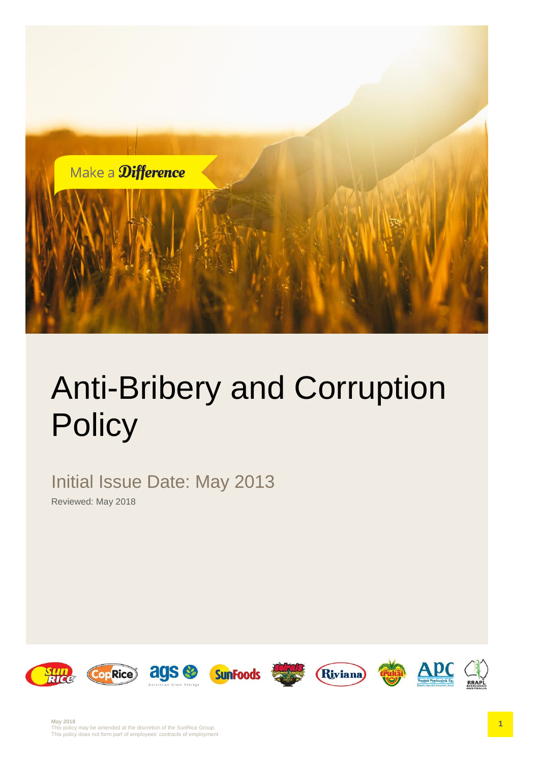Make a Difference

# Anti-Bribery and Corruption Policy

Initial Issue Date: May 2013

Reviewed: May 2018

May 2018
This policy may be amended at the discretion of the SunRice Group.
This policy does not form part of employees' contracts of employment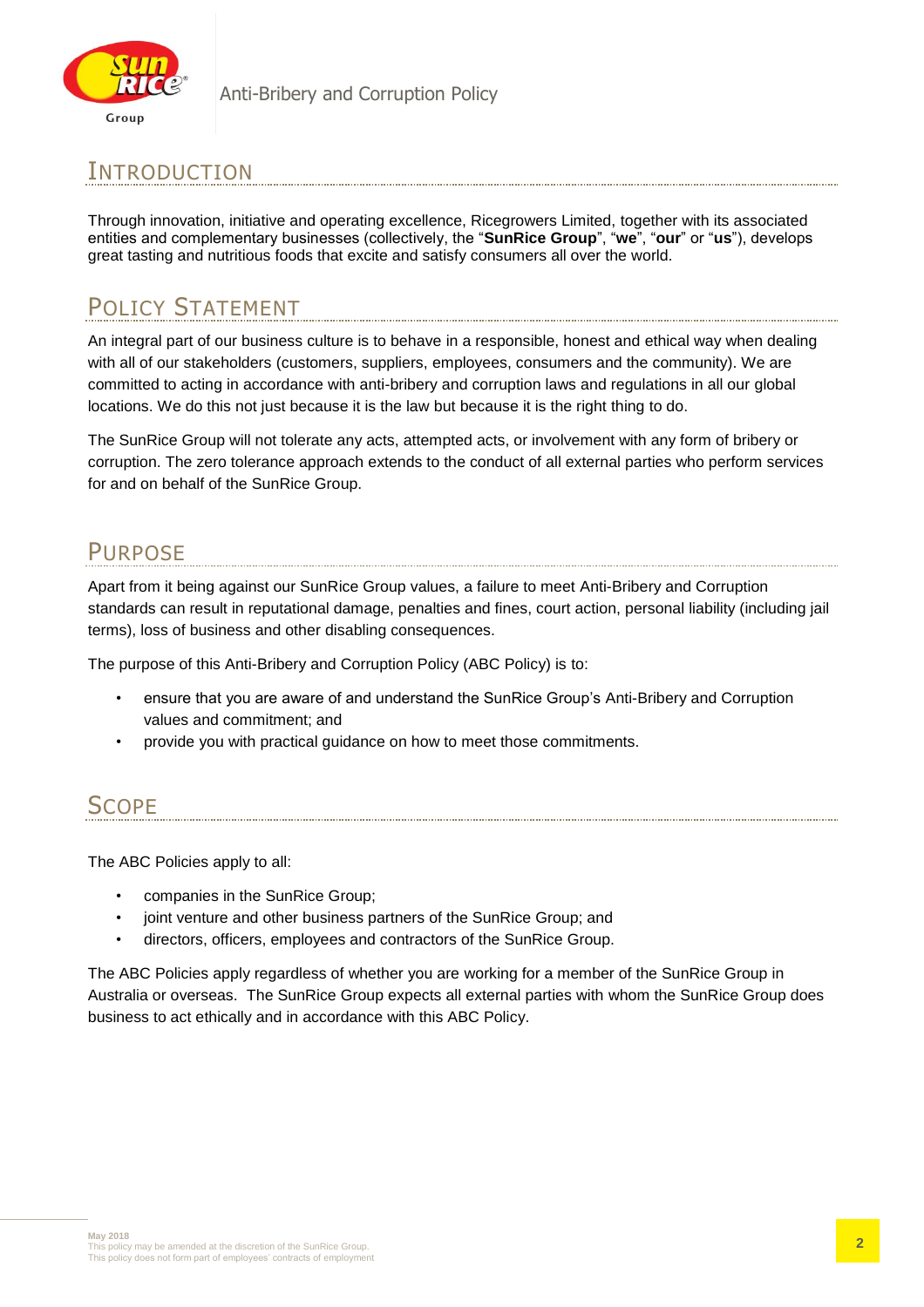## INTRODUCTION

Through innovation, initiative and operating excellence, Ricegrowers Limited, together with its associated entities and complementary businesses (collectively, the "**SunRice Group**", "**we**", "**our**" or "**us**"), develops great tasting and nutritious foods that excite and satisfy consumers all over the world.

## POLICY STATEMENT

An integral part of our business culture is to behave in a responsible, honest and ethical way when dealing with all of our stakeholders (customers, suppliers, employees, consumers and the community). We are committed to acting in accordance with anti-bribery and corruption laws and regulations in all our global locations. We do this not just because it is the law but because it is the right thing to do.

The SunRice Group will not tolerate any acts, attempted acts, or involvement with any form of bribery or corruption. The zero tolerance approach extends to the conduct of all external parties who perform services for and on behalf of the SunRice Group.

## PURPOSE

Apart from it being against our SunRice Group values, a failure to meet Anti-Bribery and Corruption standards can result in reputational damage, penalties and fines, court action, personal liability (including jail terms), loss of business and other disabling consequences.

The purpose of this Anti-Bribery and Corruption Policy (ABC Policy) is to:

- ensure that you are aware of and understand the SunRice Group's Anti-Bribery and Corruption values and commitment; and
- provide you with practical guidance on how to meet those commitments.

## SCOPE

The ABC Policies apply to all:

- companies in the SunRice Group;
- joint venture and other business partners of the SunRice Group; and
- directors, officers, employees and contractors of the SunRice Group.

The ABC Policies apply regardless of whether you are working for a member of the SunRice Group in Australia or overseas. The SunRice Group expects all external parties with whom the SunRice Group does business to act ethically and in accordance with this ABC Policy.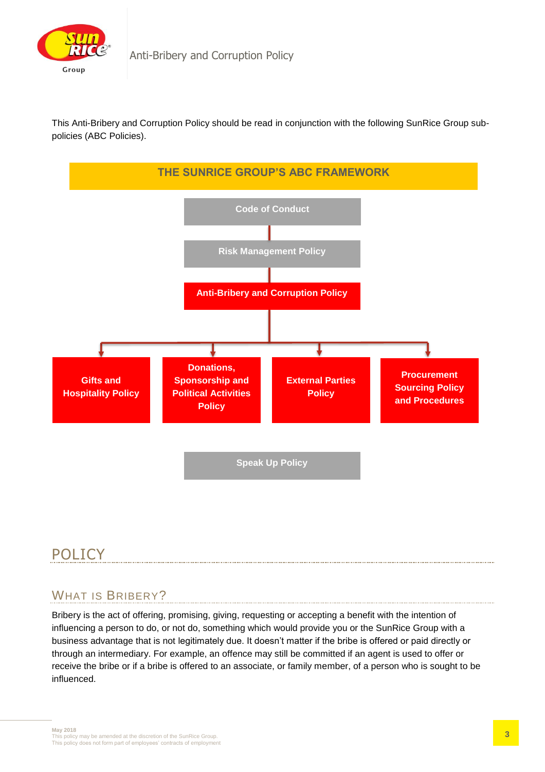This Anti-Bribery and Corruption Policy should be read in conjunction with the following SunRice Group sub-policies (ABC Policies).

**THE SUNRICE GROUP'S ABC FRAMEWORK**

- Code of Conduct
- Risk Management Policy
- Anti-Bribery and Corruption Policy
  - Gifts and Hospitality Policy
  - Donations, Sponsorship and Political Activities Policy
  - External Parties Policy
  - Procurement Sourcing Policy and Procedures
- Speak Up Policy

# POLICY

## WHAT IS BRIBERY?

Bribery is the act of offering, promising, giving, requesting or accepting a benefit with the intention of influencing a person to do, or not do, something which would provide you or the SunRice Group with a business advantage that is not legitimately due. It doesn't matter if the bribe is offered or paid directly or through an intermediary. For example, an offence may still be committed if an agent is used to offer or receive the bribe or if a bribe is offered to an associate, or family member, of a person who is sought to be influenced.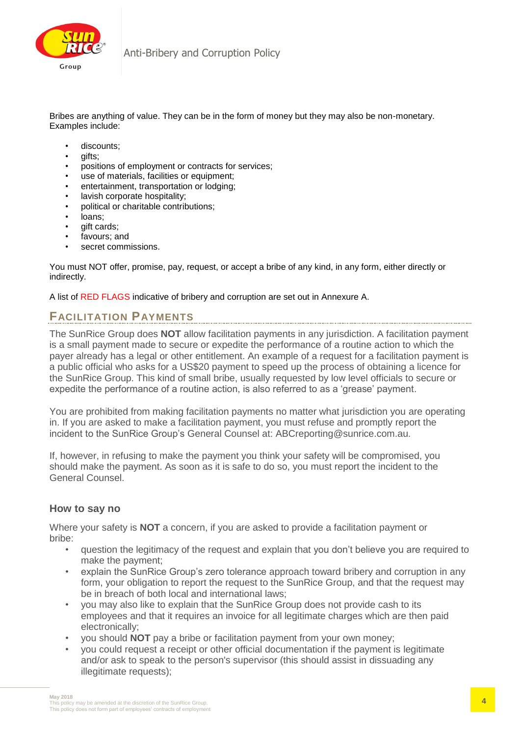Bribes are anything of value. They can be in the form of money but they may also be non-monetary. Examples include:

- discounts;
- gifts;
- positions of employment or contracts for services;
- use of materials, facilities or equipment;
- entertainment, transportation or lodging;
- lavish corporate hospitality;
- political or charitable contributions;
- loans;
- gift cards;
- favours; and
- secret commissions.

You must NOT offer, promise, pay, request, or accept a bribe of any kind, in any form, either directly or indirectly.

A list of RED FLAGS indicative of bribery and corruption are set out in Annexure A.

## Facilitation Payments

The SunRice Group does **NOT** allow facilitation payments in any jurisdiction. A facilitation payment is a small payment made to secure or expedite the performance of a routine action to which the payer already has a legal or other entitlement. An example of a request for a facilitation payment is a public official who asks for a US$20 payment to speed up the process of obtaining a licence for the SunRice Group. This kind of small bribe, usually requested by low level officials to secure or expedite the performance of a routine action, is also referred to as a 'grease' payment.

You are prohibited from making facilitation payments no matter what jurisdiction you are operating in. If you are asked to make a facilitation payment, you must refuse and promptly report the incident to the SunRice Group's General Counsel at: ABCreporting@sunrice.com.au.

If, however, in refusing to make the payment you think your safety will be compromised, you should make the payment. As soon as it is safe to do so, you must report the incident to the General Counsel.

### How to say no

Where your safety is **NOT** a concern, if you are asked to provide a facilitation payment or bribe:

- question the legitimacy of the request and explain that you don't believe you are required to make the payment;
- explain the SunRice Group's zero tolerance approach toward bribery and corruption in any form, your obligation to report the request to the SunRice Group, and that the request may be in breach of both local and international laws;
- you may also like to explain that the SunRice Group does not provide cash to its employees and that it requires an invoice for all legitimate charges which are then paid electronically;
- you should **NOT** pay a bribe or facilitation payment from your own money;
- you could request a receipt or other official documentation if the payment is legitimate and/or ask to speak to the person's supervisor (this should assist in dissuading any illegitimate requests);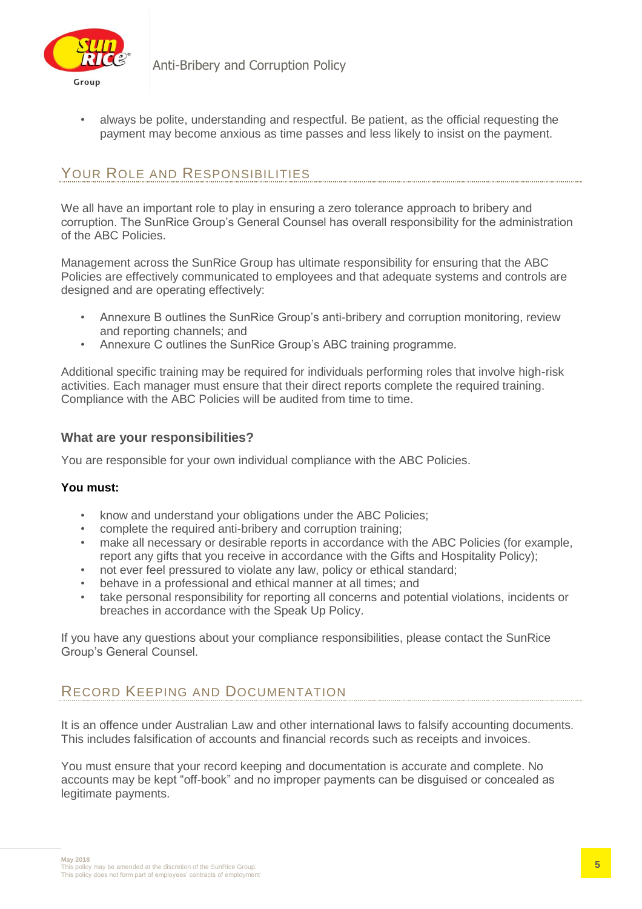- always be polite, understanding and respectful. Be patient, as the official requesting the payment may become anxious as time passes and less likely to insist on the payment.

## Your Role and Responsibilities

We all have an important role to play in ensuring a zero tolerance approach to bribery and corruption. The SunRice Group's General Counsel has overall responsibility for the administration of the ABC Policies.

Management across the SunRice Group has ultimate responsibility for ensuring that the ABC Policies are effectively communicated to employees and that adequate systems and controls are designed and are operating effectively:

- Annexure B outlines the SunRice Group's anti-bribery and corruption monitoring, review and reporting channels; and
- Annexure C outlines the SunRice Group's ABC training programme.

Additional specific training may be required for individuals performing roles that involve high-risk activities. Each manager must ensure that their direct reports complete the required training. Compliance with the ABC Policies will be audited from time to time.

### What are your responsibilities?

You are responsible for your own individual compliance with the ABC Policies.

**You must:**

- know and understand your obligations under the ABC Policies;
- complete the required anti-bribery and corruption training;
- make all necessary or desirable reports in accordance with the ABC Policies (for example, report any gifts that you receive in accordance with the Gifts and Hospitality Policy);
- not ever feel pressured to violate any law, policy or ethical standard;
- behave in a professional and ethical manner at all times; and
- take personal responsibility for reporting all concerns and potential violations, incidents or breaches in accordance with the Speak Up Policy.

If you have any questions about your compliance responsibilities, please contact the SunRice Group's General Counsel.

## Record Keeping and Documentation

It is an offence under Australian Law and other international laws to falsify accounting documents. This includes falsification of accounts and financial records such as receipts and invoices.

You must ensure that your record keeping and documentation is accurate and complete. No accounts may be kept "off-book" and no improper payments can be disguised or concealed as legitimate payments.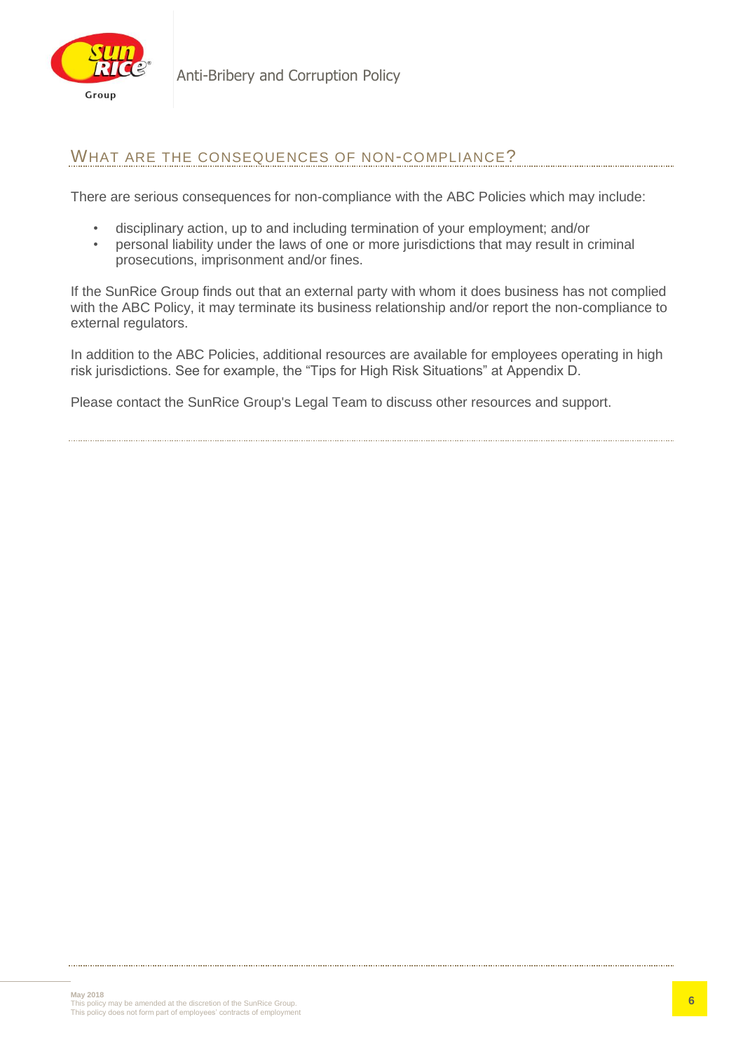## What are the consequences of non-compliance?

There are serious consequences for non-compliance with the ABC Policies which may include:

- disciplinary action, up to and including termination of your employment; and/or
- personal liability under the laws of one or more jurisdictions that may result in criminal prosecutions, imprisonment and/or fines.

If the SunRice Group finds out that an external party with whom it does business has not complied with the ABC Policy, it may terminate its business relationship and/or report the non-compliance to external regulators.

In addition to the ABC Policies, additional resources are available for employees operating in high risk jurisdictions. See for example, the "Tips for High Risk Situations" at Appendix D.

Please contact the SunRice Group's Legal Team to discuss other resources and support.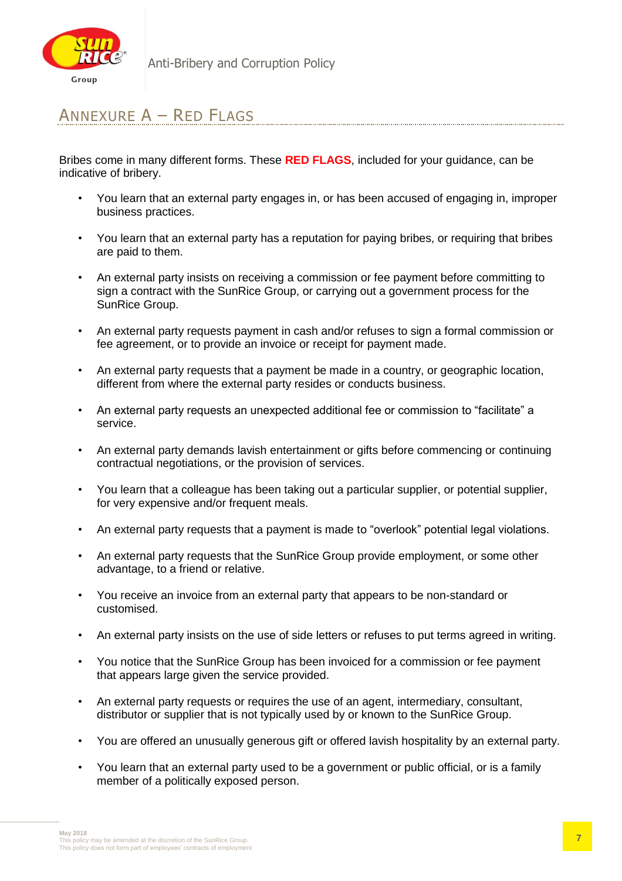## Annexure A – Red Flags

Bribes come in many different forms. These **RED FLAGS**, included for your guidance, can be indicative of bribery.

- You learn that an external party engages in, or has been accused of engaging in, improper business practices.
- You learn that an external party has a reputation for paying bribes, or requiring that bribes are paid to them.
- An external party insists on receiving a commission or fee payment before committing to sign a contract with the SunRice Group, or carrying out a government process for the SunRice Group.
- An external party requests payment in cash and/or refuses to sign a formal commission or fee agreement, or to provide an invoice or receipt for payment made.
- An external party requests that a payment be made in a country, or geographic location, different from where the external party resides or conducts business.
- An external party requests an unexpected additional fee or commission to "facilitate" a service.
- An external party demands lavish entertainment or gifts before commencing or continuing contractual negotiations, or the provision of services.
- You learn that a colleague has been taking out a particular supplier, or potential supplier, for very expensive and/or frequent meals.
- An external party requests that a payment is made to "overlook" potential legal violations.
- An external party requests that the SunRice Group provide employment, or some other advantage, to a friend or relative.
- You receive an invoice from an external party that appears to be non-standard or customised.
- An external party insists on the use of side letters or refuses to put terms agreed in writing.
- You notice that the SunRice Group has been invoiced for a commission or fee payment that appears large given the service provided.
- An external party requests or requires the use of an agent, intermediary, consultant, distributor or supplier that is not typically used by or known to the SunRice Group.
- You are offered an unusually generous gift or offered lavish hospitality by an external party.
- You learn that an external party used to be a government or public official, or is a family member of a politically exposed person.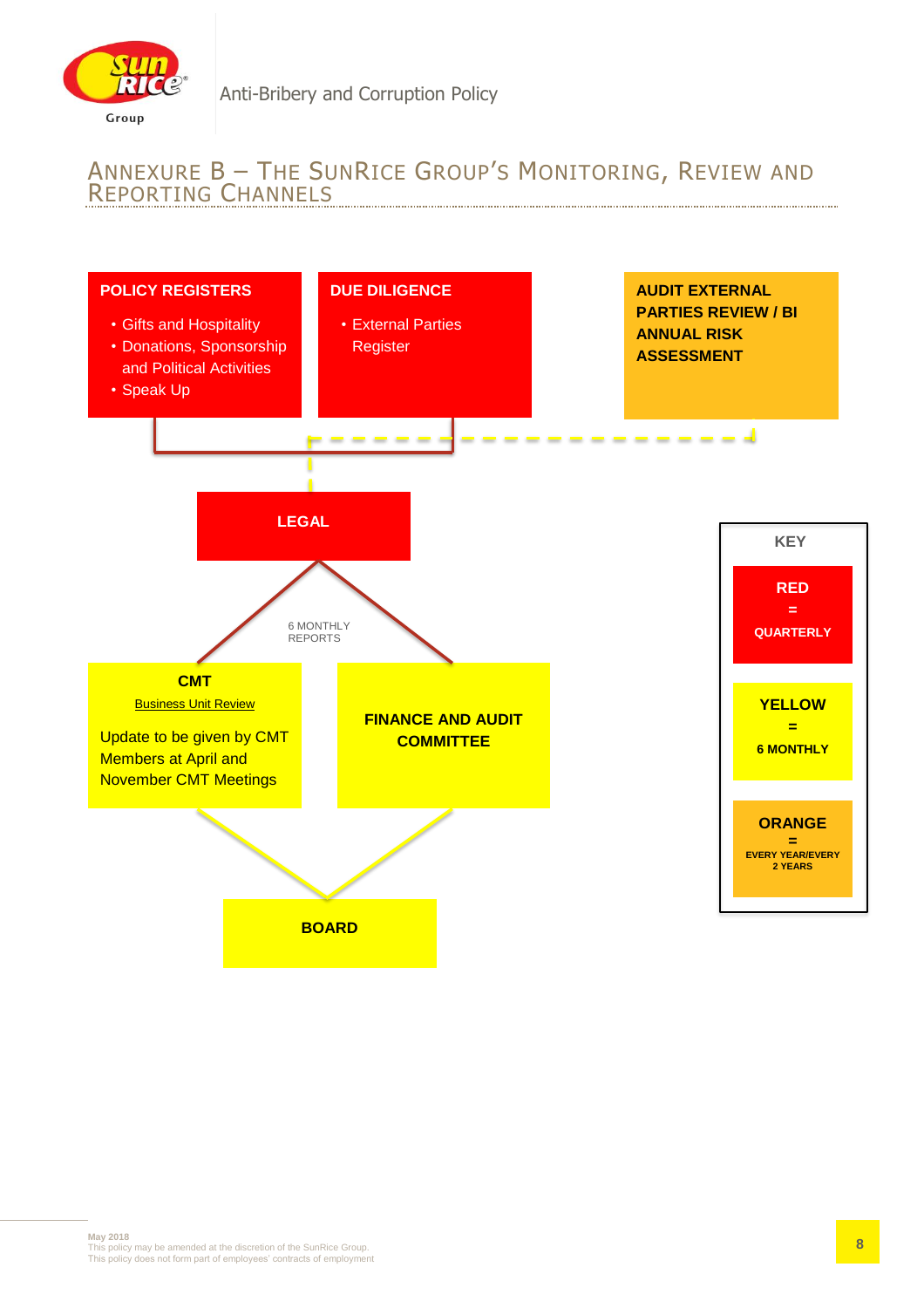## Annexure B – The SunRice Group's Monitoring, Review and Reporting Channels

**POLICY REGISTERS**

- Gifts and Hospitality
- Donations, Sponsorship and Political Activities
- Speak Up

**DUE DILIGENCE**

- External Parties Register

**AUDIT EXTERNAL PARTIES REVIEW / BI ANNUAL RISK ASSESSMENT**

**LEGAL**

6 MONTHLY REPORTS

**CMT**

Business Unit Review

Update to be given by CMT Members at April and November CMT Meetings

**FINANCE AND AUDIT COMMITTEE**

**BOARD**

**KEY**

| Colour | Frequency |
|---|---|
| RED | QUARTERLY |
| YELLOW | 6 MONTHLY |
| ORANGE | EVERY YEAR/EVERY 2 YEARS |

May 2018
This policy may be amended at the discretion of the SunRice Group.
This policy does not form part of employees' contracts of employment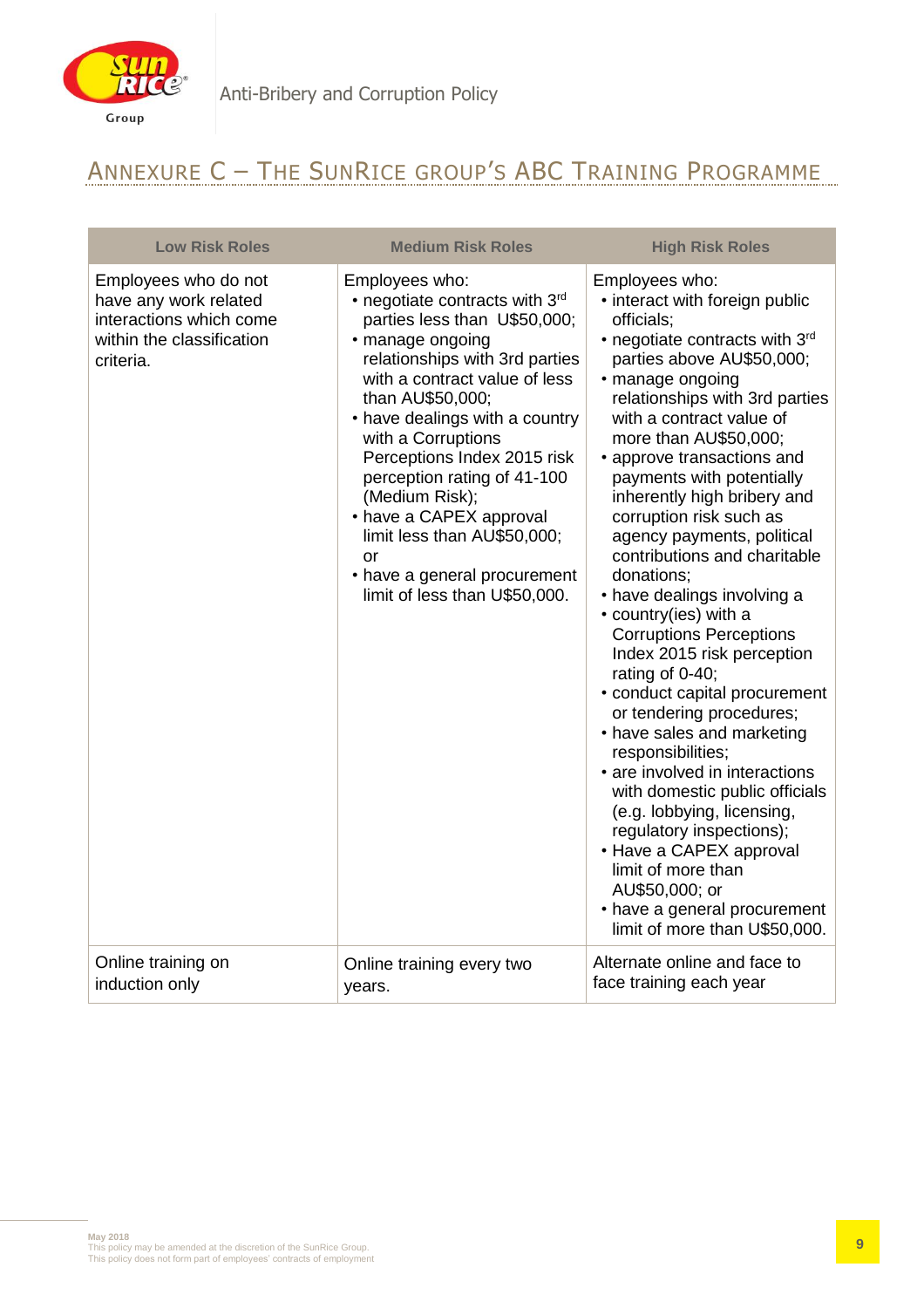## Annexure C – The SunRice Group's ABC Training Programme

| Low Risk Roles | Medium Risk Roles | High Risk Roles |
|---|---|---|
| Employees who do not have any work related interactions which come within the classification criteria. | Employees who:<br>• negotiate contracts with 3rd parties less than U$50,000;<br>• manage ongoing relationships with 3rd parties with a contract value of less than AU$50,000;<br>• have dealings with a country with a Corruptions Perceptions Index 2015 risk perception rating of 41-100 (Medium Risk);<br>• have a CAPEX approval limit less than AU$50,000; or<br>• have a general procurement limit of less than U$50,000. | Employees who:<br>• interact with foreign public officials;<br>• negotiate contracts with 3rd parties above AU$50,000;<br>• manage ongoing relationships with 3rd parties with a contract value of more than AU$50,000;<br>• approve transactions and payments with potentially inherently high bribery and corruption risk such as agency payments, political contributions and charitable donations;<br>• have dealings involving a<br>• country(ies) with a Corruptions Perceptions Index 2015 risk perception rating of 0-40;<br>• conduct capital procurement or tendering procedures;<br>• have sales and marketing responsibilities;<br>• are involved in interactions with domestic public officials (e.g. lobbying, licensing, regulatory inspections);<br>• Have a CAPEX approval limit of more than AU$50,000; or<br>• have a general procurement limit of more than U$50,000. |
| Online training on induction only | Online training every two years. | Alternate online and face to face training each year |

May 2018
This policy may be amended at the discretion of the SunRice Group.
This policy does not form part of employees' contracts of employment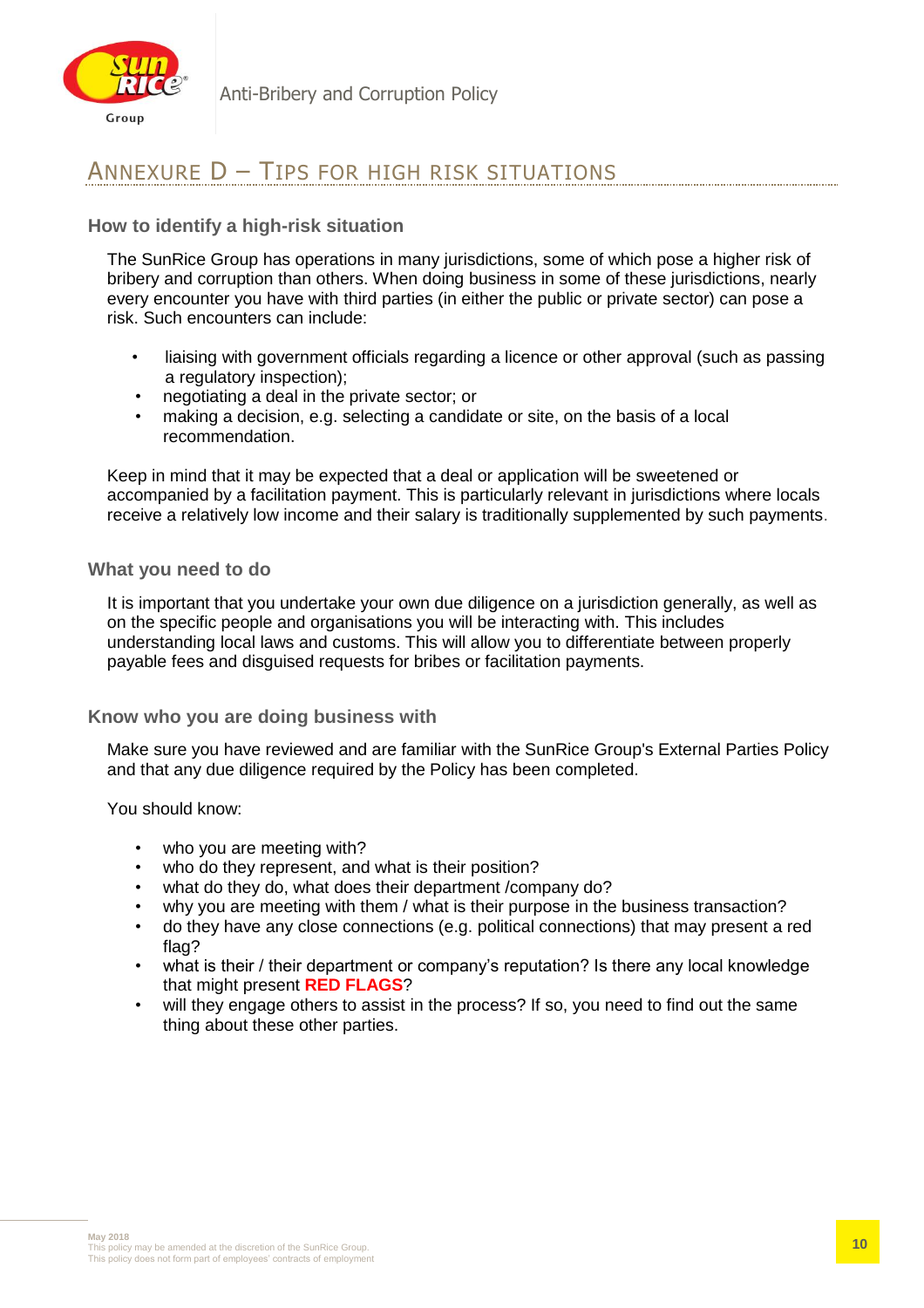## Annexure D – Tips for high risk situations

### How to identify a high-risk situation

The SunRice Group has operations in many jurisdictions, some of which pose a higher risk of bribery and corruption than others. When doing business in some of these jurisdictions, nearly every encounter you have with third parties (in either the public or private sector) can pose a risk. Such encounters can include:

- liaising with government officials regarding a licence or other approval (such as passing a regulatory inspection);
- negotiating a deal in the private sector; or
- making a decision, e.g. selecting a candidate or site, on the basis of a local recommendation.

Keep in mind that it may be expected that a deal or application will be sweetened or accompanied by a facilitation payment. This is particularly relevant in jurisdictions where locals receive a relatively low income and their salary is traditionally supplemented by such payments.

### What you need to do

It is important that you undertake your own due diligence on a jurisdiction generally, as well as on the specific people and organisations you will be interacting with. This includes understanding local laws and customs. This will allow you to differentiate between properly payable fees and disguised requests for bribes or facilitation payments.

### Know who you are doing business with

Make sure you have reviewed and are familiar with the SunRice Group's External Parties Policy and that any due diligence required by the Policy has been completed.

You should know:

- who you are meeting with?
- who do they represent, and what is their position?
- what do they do, what does their department /company do?
- why you are meeting with them / what is their purpose in the business transaction?
- do they have any close connections (e.g. political connections) that may present a red flag?
- what is their / their department or company's reputation? Is there any local knowledge that might present **RED FLAGS**?
- will they engage others to assist in the process? If so, you need to find out the same thing about these other parties.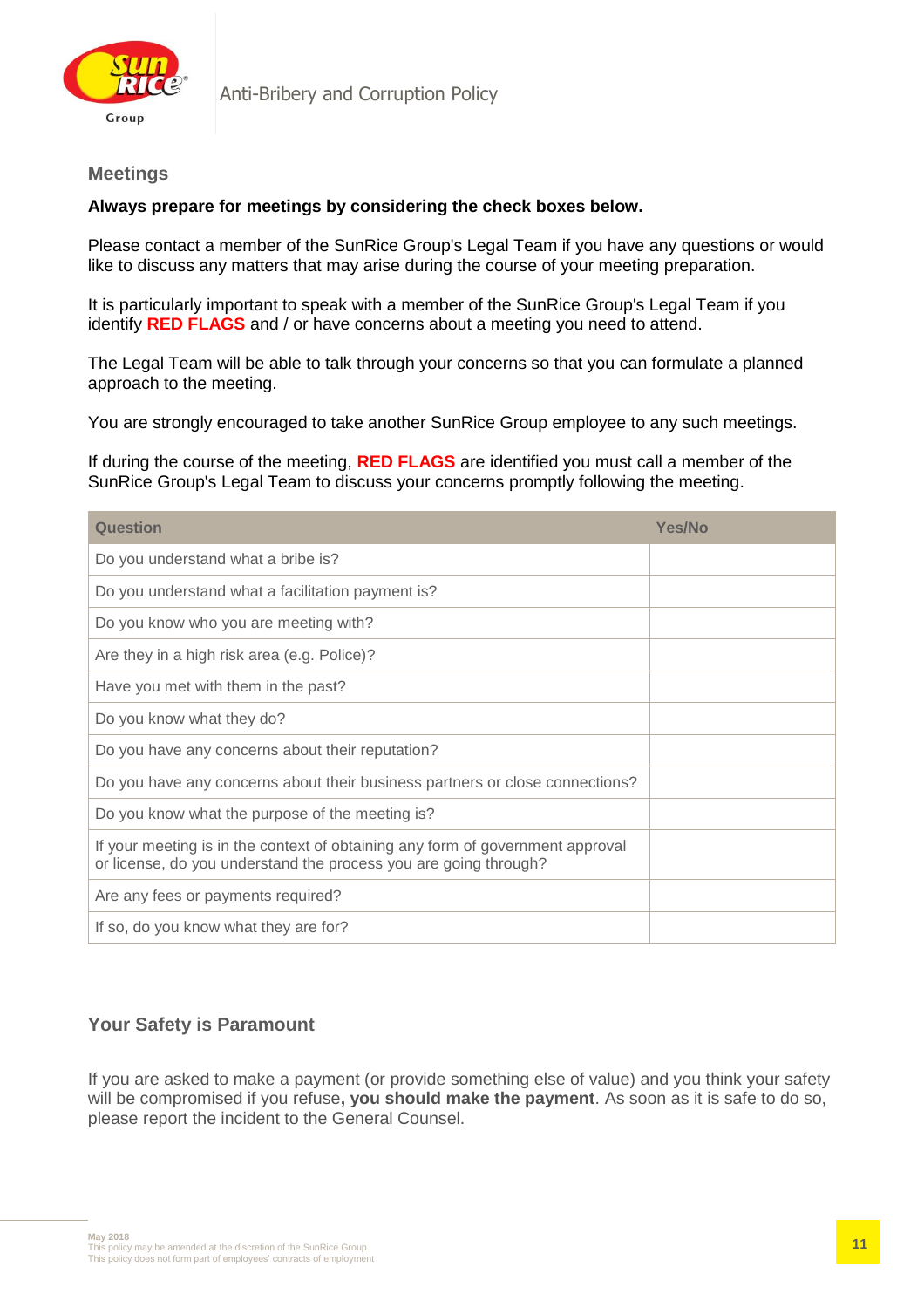## Meetings

**Always prepare for meetings by considering the check boxes below.**

Please contact a member of the SunRice Group's Legal Team if you have any questions or would like to discuss any matters that may arise during the course of your meeting preparation.

It is particularly important to speak with a member of the SunRice Group's Legal Team if you identify **RED FLAGS** and / or have concerns about a meeting you need to attend.

The Legal Team will be able to talk through your concerns so that you can formulate a planned approach to the meeting.

You are strongly encouraged to take another SunRice Group employee to any such meetings.

If during the course of the meeting, **RED FLAGS** are identified you must call a member of the SunRice Group's Legal Team to discuss your concerns promptly following the meeting.

| Question | Yes/No |
|---|---|
| Do you understand what a bribe is? | |
| Do you understand what a facilitation payment is? | |
| Do you know who you are meeting with? | |
| Are they in a high risk area (e.g. Police)? | |
| Have you met with them in the past? | |
| Do you know what they do? | |
| Do you have any concerns about their reputation? | |
| Do you have any concerns about their business partners or close connections? | |
| Do you know what the purpose of the meeting is? | |
| If your meeting is in the context of obtaining any form of government approval or license, do you understand the process you are going through? | |
| Are any fees or payments required? | |
| If so, do you know what they are for? | |

## Your Safety is Paramount

If you are asked to make a payment (or provide something else of value) and you think your safety will be compromised if you refuse**, you should make the payment**. As soon as it is safe to do so, please report the incident to the General Counsel.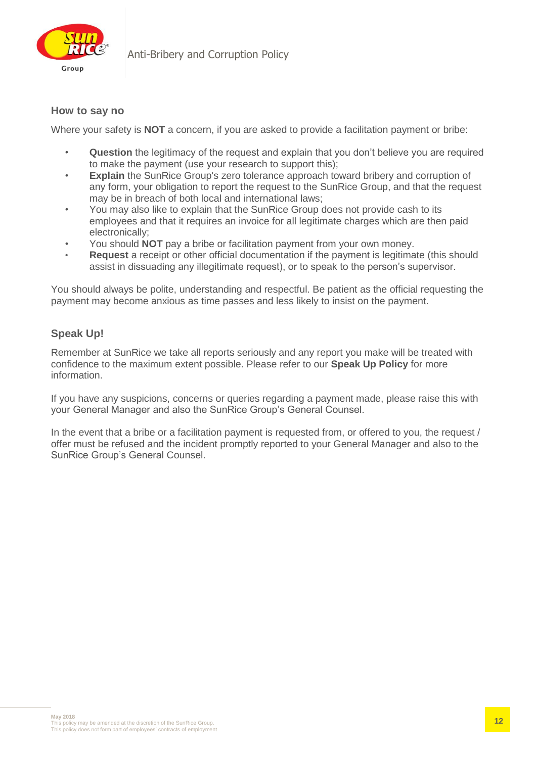### How to say no

Where your safety is **NOT** a concern, if you are asked to provide a facilitation payment or bribe:

- **Question** the legitimacy of the request and explain that you don't believe you are required to make the payment (use your research to support this);
- **Explain** the SunRice Group's zero tolerance approach toward bribery and corruption of any form, your obligation to report the request to the SunRice Group, and that the request may be in breach of both local and international laws;
- You may also like to explain that the SunRice Group does not provide cash to its employees and that it requires an invoice for all legitimate charges which are then paid electronically;
- You should **NOT** pay a bribe or facilitation payment from your own money.
- **Request** a receipt or other official documentation if the payment is legitimate (this should assist in dissuading any illegitimate request), or to speak to the person's supervisor.

You should always be polite, understanding and respectful. Be patient as the official requesting the payment may become anxious as time passes and less likely to insist on the payment.

### Speak Up!

Remember at SunRice we take all reports seriously and any report you make will be treated with confidence to the maximum extent possible. Please refer to our **Speak Up Policy** for more information.

If you have any suspicions, concerns or queries regarding a payment made, please raise this with your General Manager and also the SunRice Group's General Counsel.

In the event that a bribe or a facilitation payment is requested from, or offered to you, the request / offer must be refused and the incident promptly reported to your General Manager and also to the SunRice Group's General Counsel.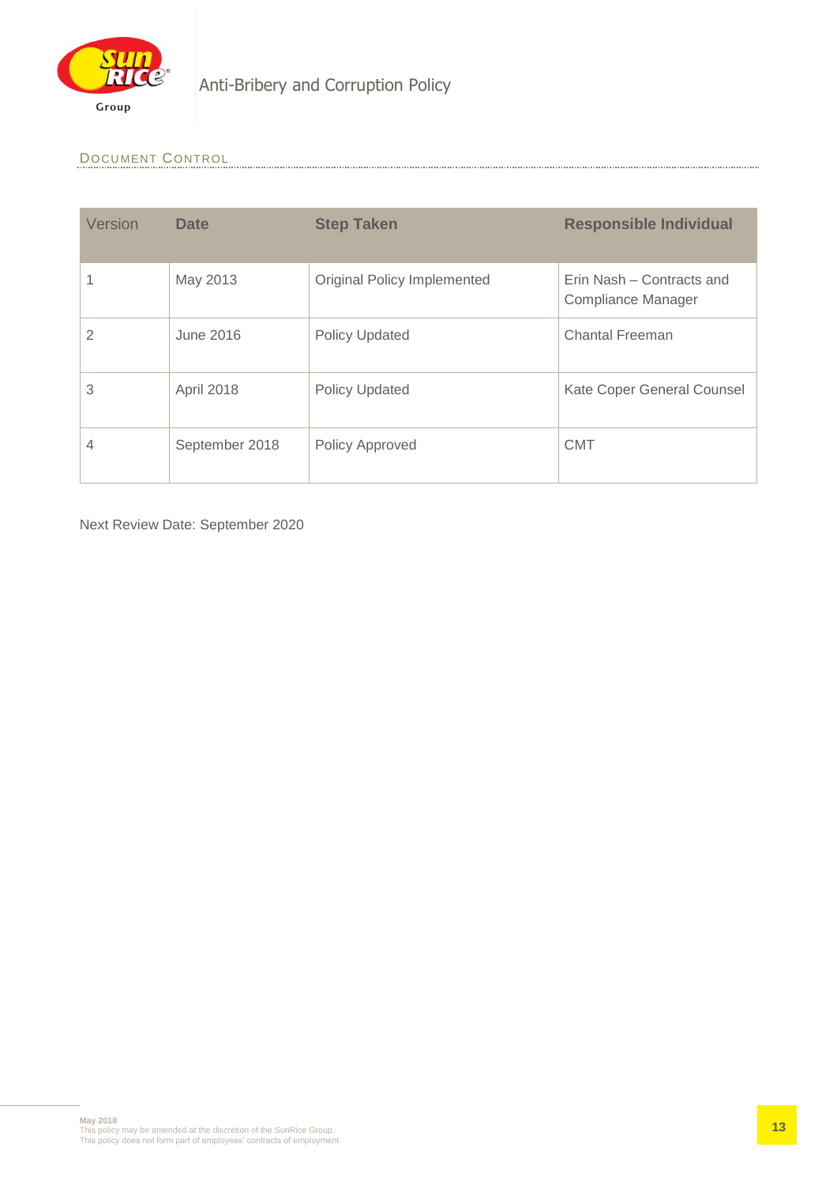## Document Control

| Version | Date | Step Taken | Responsible Individual |
|---|---|---|---|
| 1 | May 2013 | Original Policy Implemented | Erin Nash – Contracts and Compliance Manager |
| 2 | June 2016 | Policy Updated | Chantal Freeman |
| 3 | April 2018 | Policy Updated | Kate Coper General Counsel |
| 4 | September 2018 | Policy Approved | CMT |

Next Review Date: September 2020